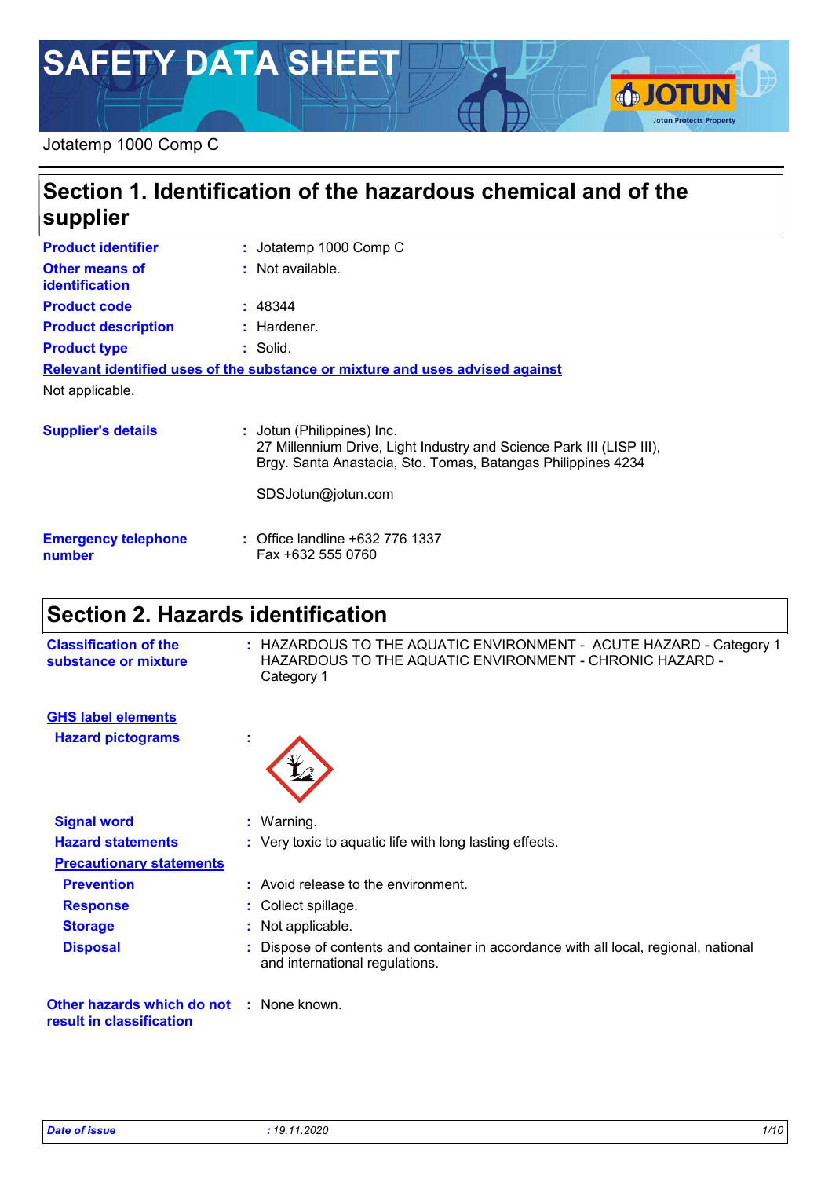# SAFETY DATA SHEET

Jotatemp 1000 Comp C

## Section 1. Identification of the hazardous chemical and of the supplier

**Product identifier** : Jotatemp 1000 Comp C

**Other means of identification** : Not available.

**Product code** : 48344

**Product description** : Hardener.

**Product type** : Solid.

**Relevant identified uses of the substance or mixture and uses advised against**

Not applicable.

**Supplier's details** : Jotun (Philippines) Inc.
27 Millennium Drive, Light Industry and Science Park III (LISP III), Brgy. Santa Anastacia, Sto. Tomas, Batangas Philippines 4234

SDSJotun@jotun.com

**Emergency telephone number** : Office landline +632 776 1337
Fax +632 555 0760

## Section 2. Hazards identification

**Classification of the substance or mixture** : HAZARDOUS TO THE AQUATIC ENVIRONMENT - ACUTE HAZARD - Category 1
HAZARDOUS TO THE AQUATIC ENVIRONMENT - CHRONIC HAZARD - Category 1

**GHS label elements**

**Hazard pictograms** :

**Signal word** : Warning.

**Hazard statements** : Very toxic to aquatic life with long lasting effects.

**Precautionary statements**

**Prevention** : Avoid release to the environment.

**Response** : Collect spillage.

**Storage** : Not applicable.

**Disposal** : Dispose of contents and container in accordance with all local, regional, national and international regulations.

**Other hazards which do not result in classification** : None known.

*Date of issue* : 19.11.2020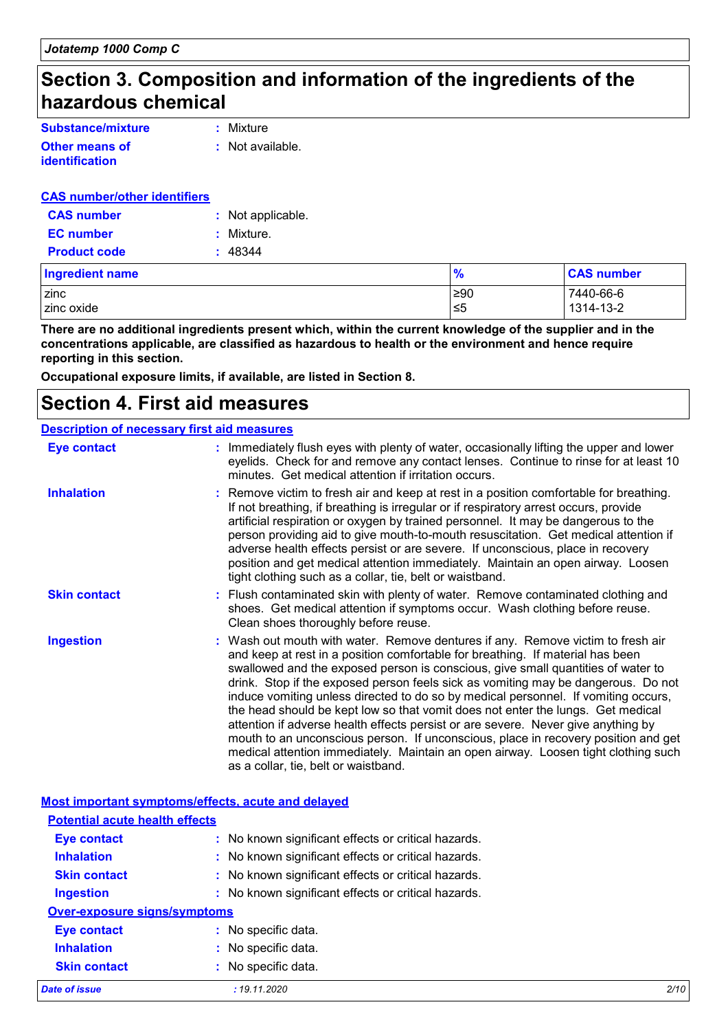# Section 3. Composition and information of the ingredients of the hazardous chemical

**Substance/mixture** : Mixture

**Other means of identification** : Not available.

**CAS number/other identifiers**

**CAS number** : Not applicable.

**EC number** : Mixture.

**Product code** : 48344

| Ingredient name | % | CAS number |
|---|---|---|
| zinc | ≥90 | 7440-66-6 |
| zinc oxide | ≤5 | 1314-13-2 |

**There are no additional ingredients present which, within the current knowledge of the supplier and in the concentrations applicable, are classified as hazardous to health or the environment and hence require reporting in this section.**

**Occupational exposure limits, if available, are listed in Section 8.**

# Section 4. First aid measures

**Description of necessary first aid measures**

**Eye contact** : Immediately flush eyes with plenty of water, occasionally lifting the upper and lower eyelids. Check for and remove any contact lenses. Continue to rinse for at least 10 minutes. Get medical attention if irritation occurs.

**Inhalation** : Remove victim to fresh air and keep at rest in a position comfortable for breathing. If not breathing, if breathing is irregular or if respiratory arrest occurs, provide artificial respiration or oxygen by trained personnel. It may be dangerous to the person providing aid to give mouth-to-mouth resuscitation. Get medical attention if adverse health effects persist or are severe. If unconscious, place in recovery position and get medical attention immediately. Maintain an open airway. Loosen tight clothing such as a collar, tie, belt or waistband.

**Skin contact** : Flush contaminated skin with plenty of water. Remove contaminated clothing and shoes. Get medical attention if symptoms occur. Wash clothing before reuse. Clean shoes thoroughly before reuse.

**Ingestion** : Wash out mouth with water. Remove dentures if any. Remove victim to fresh air and keep at rest in a position comfortable for breathing. If material has been swallowed and the exposed person is conscious, give small quantities of water to drink. Stop if the exposed person feels sick as vomiting may be dangerous. Do not induce vomiting unless directed to do so by medical personnel. If vomiting occurs, the head should be kept low so that vomit does not enter the lungs. Get medical attention if adverse health effects persist or are severe. Never give anything by mouth to an unconscious person. If unconscious, place in recovery position and get medical attention immediately. Maintain an open airway. Loosen tight clothing such as a collar, tie, belt or waistband.

**Most important symptoms/effects, acute and delayed**

**Potential acute health effects**

**Eye contact** : No known significant effects or critical hazards.

**Inhalation** : No known significant effects or critical hazards.

**Skin contact** : No known significant effects or critical hazards.

**Ingestion** : No known significant effects or critical hazards.

**Over-exposure signs/symptoms**

**Eye contact** : No specific data.

**Inhalation** : No specific data.

**Skin contact** : No specific data.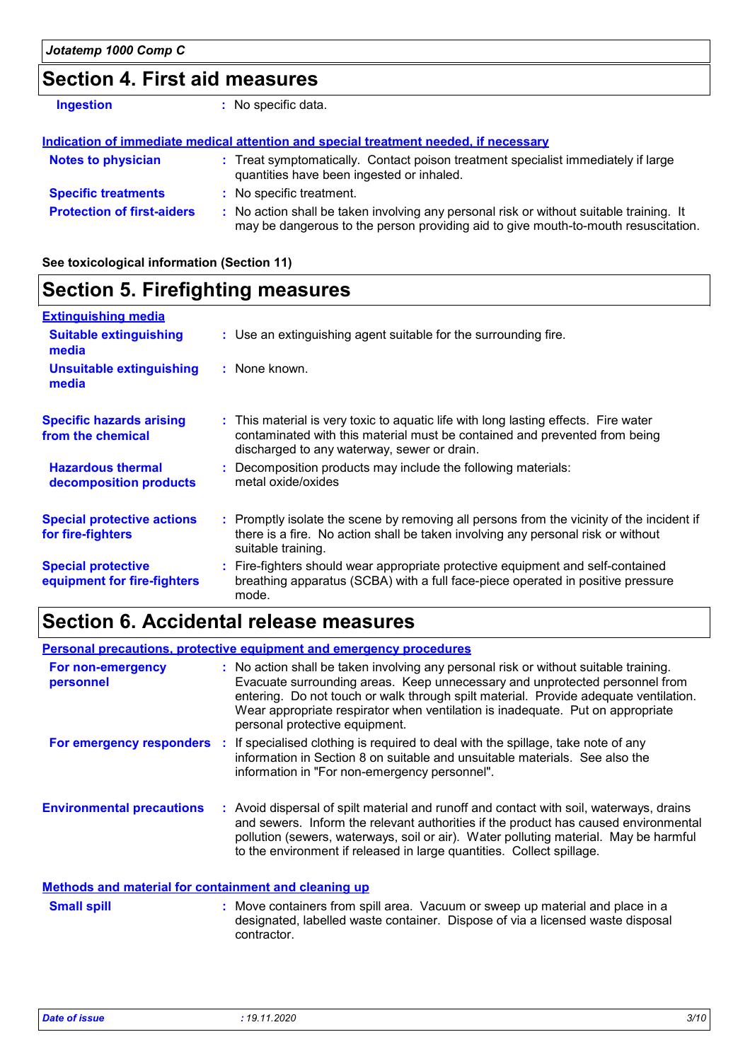## Section 4. First aid measures

**Ingestion** : No specific data.

### Indication of immediate medical attention and special treatment needed, if necessary

**Notes to physician** : Treat symptomatically. Contact poison treatment specialist immediately if large quantities have been ingested or inhaled.

**Specific treatments** : No specific treatment.

**Protection of first-aiders** : No action shall be taken involving any personal risk or without suitable training. It may be dangerous to the person providing aid to give mouth-to-mouth resuscitation.

**See toxicological information (Section 11)**

## Section 5. Firefighting measures

### Extinguishing media

**Suitable extinguishing media** : Use an extinguishing agent suitable for the surrounding fire.

**Unsuitable extinguishing media** : None known.

**Specific hazards arising from the chemical** : This material is very toxic to aquatic life with long lasting effects. Fire water contaminated with this material must be contained and prevented from being discharged to any waterway, sewer or drain.

**Hazardous thermal decomposition products** : Decomposition products may include the following materials: metal oxide/oxides

**Special protective actions for fire-fighters** : Promptly isolate the scene by removing all persons from the vicinity of the incident if there is a fire. No action shall be taken involving any personal risk or without suitable training.

**Special protective equipment for fire-fighters** : Fire-fighters should wear appropriate protective equipment and self-contained breathing apparatus (SCBA) with a full face-piece operated in positive pressure mode.

## Section 6. Accidental release measures

### Personal precautions, protective equipment and emergency procedures

**For non-emergency personnel** : No action shall be taken involving any personal risk or without suitable training. Evacuate surrounding areas. Keep unnecessary and unprotected personnel from entering. Do not touch or walk through spilt material. Provide adequate ventilation. Wear appropriate respirator when ventilation is inadequate. Put on appropriate personal protective equipment.

**For emergency responders** : If specialised clothing is required to deal with the spillage, take note of any information in Section 8 on suitable and unsuitable materials. See also the information in "For non-emergency personnel".

**Environmental precautions** : Avoid dispersal of spilt material and runoff and contact with soil, waterways, drains and sewers. Inform the relevant authorities if the product has caused environmental pollution (sewers, waterways, soil or air). Water polluting material. May be harmful to the environment if released in large quantities. Collect spillage.

### Methods and material for containment and cleaning up

**Small spill** : Move containers from spill area. Vacuum or sweep up material and place in a designated, labelled waste container. Dispose of via a licensed waste disposal contractor.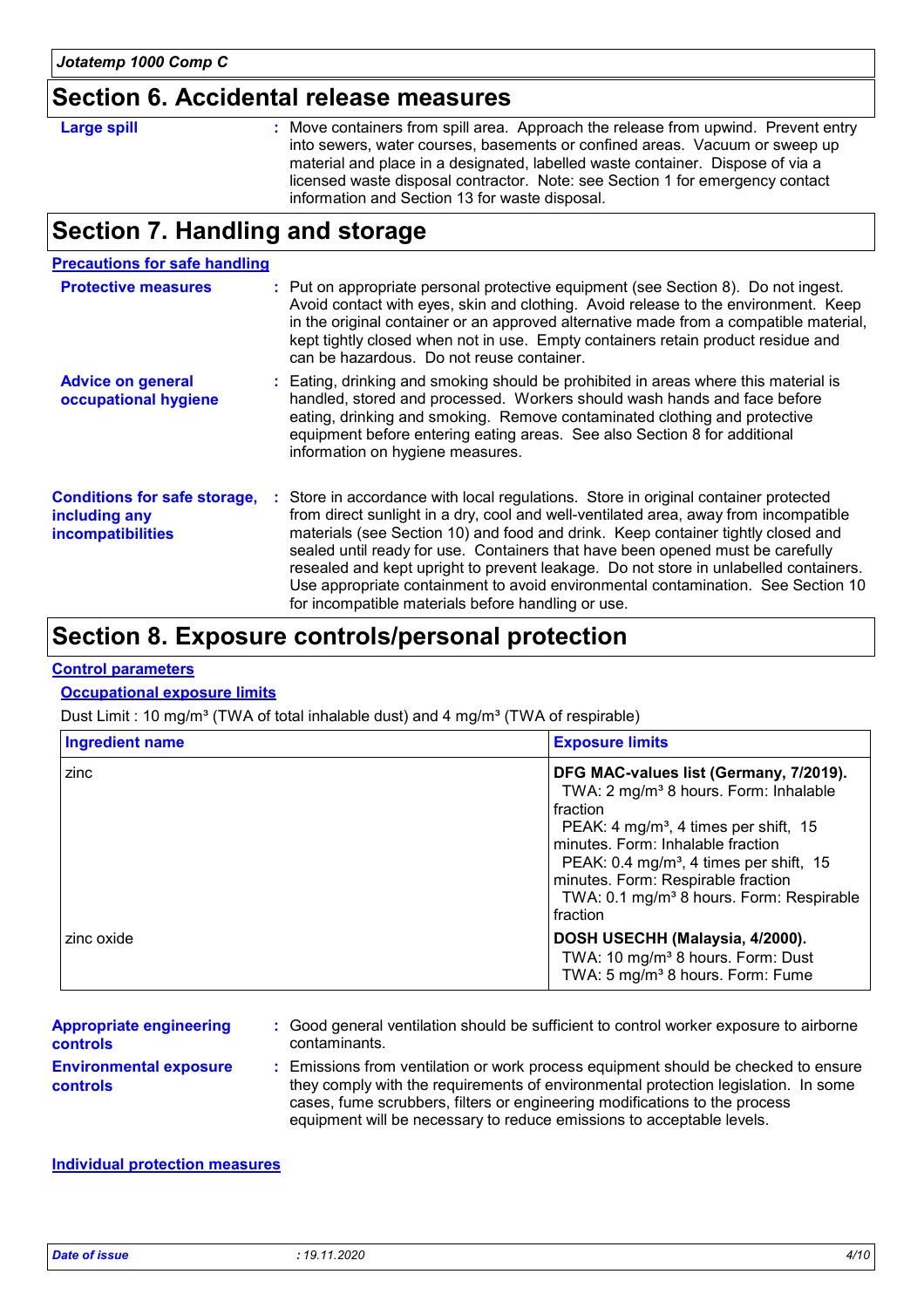## Section 6. Accidental release measures

**Large spill** : Move containers from spill area. Approach the release from upwind. Prevent entry into sewers, water courses, basements or confined areas. Vacuum or sweep up material and place in a designated, labelled waste container. Dispose of via a licensed waste disposal contractor. Note: see Section 1 for emergency contact information and Section 13 for waste disposal.

## Section 7. Handling and storage

### Precautions for safe handling

**Protective measures** : Put on appropriate personal protective equipment (see Section 8). Do not ingest. Avoid contact with eyes, skin and clothing. Avoid release to the environment. Keep in the original container or an approved alternative made from a compatible material, kept tightly closed when not in use. Empty containers retain product residue and can be hazardous. Do not reuse container.

**Advice on general occupational hygiene** : Eating, drinking and smoking should be prohibited in areas where this material is handled, stored and processed. Workers should wash hands and face before eating, drinking and smoking. Remove contaminated clothing and protective equipment before entering eating areas. See also Section 8 for additional information on hygiene measures.

**Conditions for safe storage, including any incompatibilities** : Store in accordance with local regulations. Store in original container protected from direct sunlight in a dry, cool and well-ventilated area, away from incompatible materials (see Section 10) and food and drink. Keep container tightly closed and sealed until ready for use. Containers that have been opened must be carefully resealed and kept upright to prevent leakage. Do not store in unlabelled containers. Use appropriate containment to avoid environmental contamination. See Section 10 for incompatible materials before handling or use.

## Section 8. Exposure controls/personal protection

### Control parameters

#### Occupational exposure limits

Dust Limit : 10 mg/m³ (TWA of total inhalable dust) and 4 mg/m³ (TWA of respirable)

| Ingredient name | Exposure limits |
|---|---|
| zinc | **DFG MAC-values list (Germany, 7/2019).**<br>TWA: 2 mg/m³ 8 hours. Form: Inhalable fraction<br>PEAK: 4 mg/m³, 4 times per shift, 15 minutes. Form: Inhalable fraction<br>PEAK: 0.4 mg/m³, 4 times per shift, 15 minutes. Form: Respirable fraction<br>TWA: 0.1 mg/m³ 8 hours. Form: Respirable fraction |
| zinc oxide | **DOSH USECHH (Malaysia, 4/2000).**<br>TWA: 10 mg/m³ 8 hours. Form: Dust<br>TWA: 5 mg/m³ 8 hours. Form: Fume |

**Appropriate engineering controls** : Good general ventilation should be sufficient to control worker exposure to airborne contaminants.

**Environmental exposure controls** : Emissions from ventilation or work process equipment should be checked to ensure they comply with the requirements of environmental protection legislation. In some cases, fume scrubbers, filters or engineering modifications to the process equipment will be necessary to reduce emissions to acceptable levels.

### Individual protection measures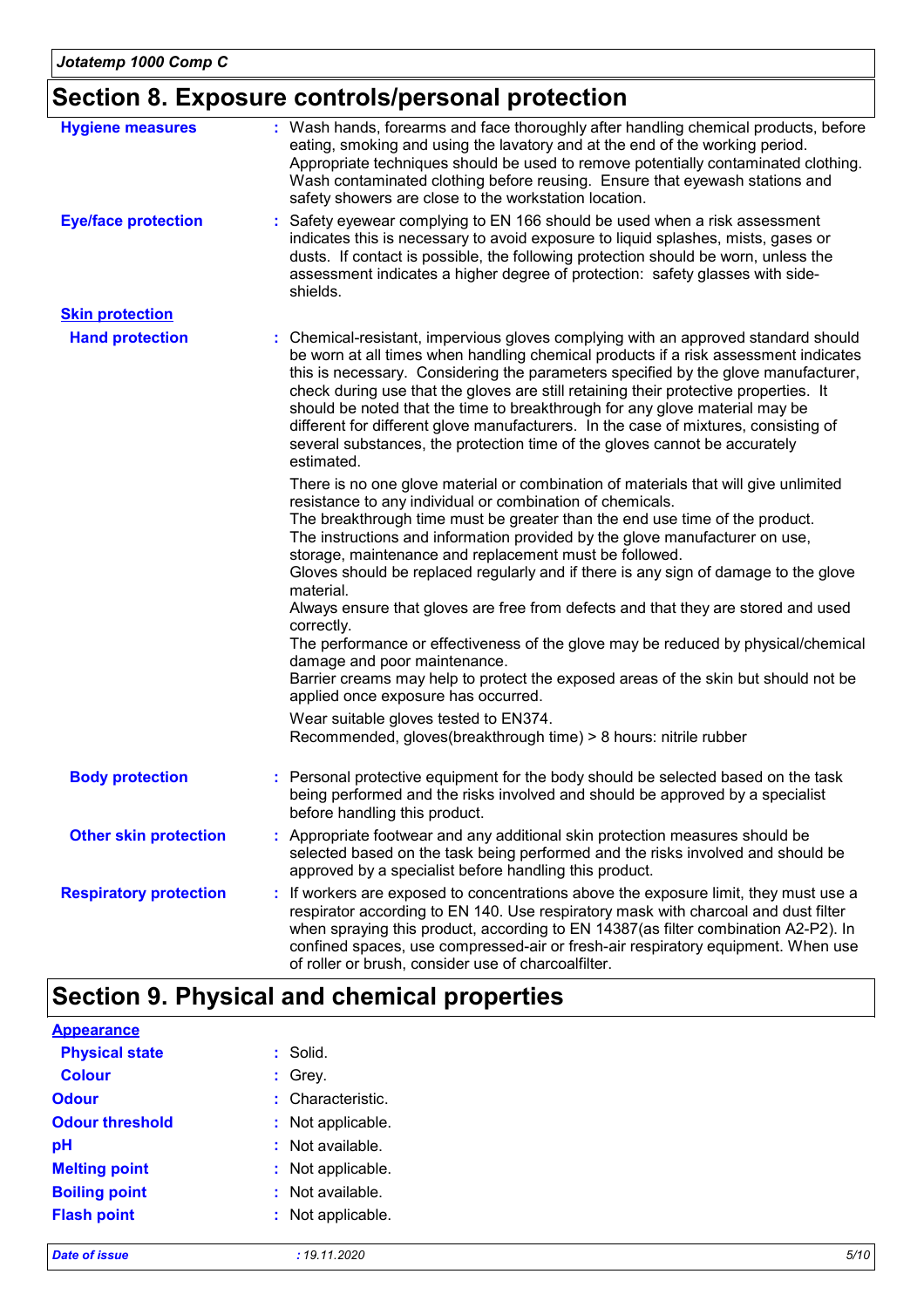## Section 8. Exposure controls/personal protection

**Hygiene measures** : Wash hands, forearms and face thoroughly after handling chemical products, before eating, smoking and using the lavatory and at the end of the working period. Appropriate techniques should be used to remove potentially contaminated clothing. Wash contaminated clothing before reusing. Ensure that eyewash stations and safety showers are close to the workstation location.

**Eye/face protection** : Safety eyewear complying to EN 166 should be used when a risk assessment indicates this is necessary to avoid exposure to liquid splashes, mists, gases or dusts. If contact is possible, the following protection should be worn, unless the assessment indicates a higher degree of protection: safety glasses with side-shields.

**Skin protection**

**Hand protection** : Chemical-resistant, impervious gloves complying with an approved standard should be worn at all times when handling chemical products if a risk assessment indicates this is necessary. Considering the parameters specified by the glove manufacturer, check during use that the gloves are still retaining their protective properties. It should be noted that the time to breakthrough for any glove material may be different for different glove manufacturers. In the case of mixtures, consisting of several substances, the protection time of the gloves cannot be accurately estimated.

There is no one glove material or combination of materials that will give unlimited resistance to any individual or combination of chemicals.
The breakthrough time must be greater than the end use time of the product.
The instructions and information provided by the glove manufacturer on use, storage, maintenance and replacement must be followed.
Gloves should be replaced regularly and if there is any sign of damage to the glove material.
Always ensure that gloves are free from defects and that they are stored and used correctly.
The performance or effectiveness of the glove may be reduced by physical/chemical damage and poor maintenance.
Barrier creams may help to protect the exposed areas of the skin but should not be applied once exposure has occurred.

Wear suitable gloves tested to EN374.
Recommended, gloves(breakthrough time) > 8 hours: nitrile rubber

**Body protection** : Personal protective equipment for the body should be selected based on the task being performed and the risks involved and should be approved by a specialist before handling this product.

**Other skin protection** : Appropriate footwear and any additional skin protection measures should be selected based on the task being performed and the risks involved and should be approved by a specialist before handling this product.

**Respiratory protection** : If workers are exposed to concentrations above the exposure limit, they must use a respirator according to EN 140. Use respiratory mask with charcoal and dust filter when spraying this product, according to EN 14387(as filter combination A2-P2). In confined spaces, use compressed-air or fresh-air respiratory equipment. When use of roller or brush, consider use of charcoalfilter.

## Section 9. Physical and chemical properties

**Appearance**

| | |
|---|---|
| **Physical state** | : Solid. |
| **Colour** | : Grey. |
| **Odour** | : Characteristic. |
| **Odour threshold** | : Not applicable. |
| **pH** | : Not available. |
| **Melting point** | : Not applicable. |
| **Boiling point** | : Not available. |
| **Flash point** | : Not applicable. |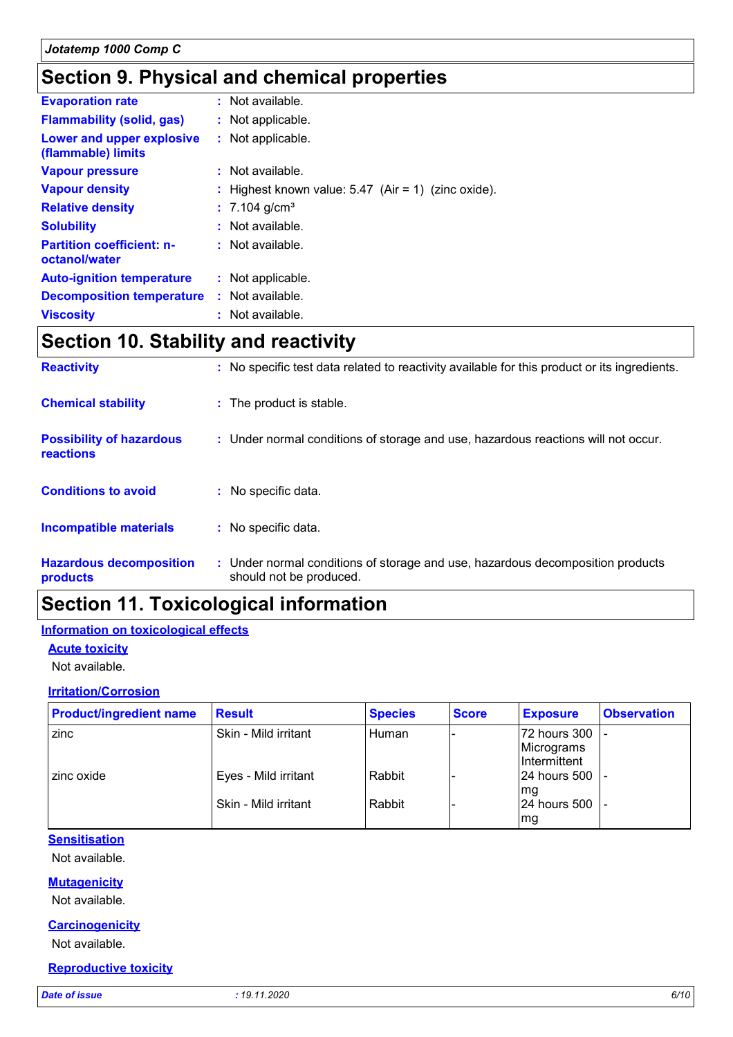# Section 9. Physical and chemical properties

**Evaporation rate** : Not available.

**Flammability (solid, gas)** : Not applicable.

**Lower and upper explosive (flammable) limits** : Not applicable.

**Vapour pressure** : Not available.

**Vapour density** : Highest known value: 5.47 (Air = 1) (zinc oxide).

**Relative density** : 7.104 g/cm³

**Solubility** : Not available.

**Partition coefficient: n-octanol/water** : Not available.

**Auto-ignition temperature** : Not applicable.

**Decomposition temperature** : Not available.

**Viscosity** : Not available.

# Section 10. Stability and reactivity

**Reactivity** : No specific test data related to reactivity available for this product or its ingredients.

**Chemical stability** : The product is stable.

**Possibility of hazardous reactions** : Under normal conditions of storage and use, hazardous reactions will not occur.

**Conditions to avoid** : No specific data.

**Incompatible materials** : No specific data.

**Hazardous decomposition products** : Under normal conditions of storage and use, hazardous decomposition products should not be produced.

# Section 11. Toxicological information

## Information on toxicological effects

### Acute toxicity

Not available.

### Irritation/Corrosion

| Product/ingredient name | Result | Species | Score | Exposure | Observation |
|---|---|---|---|---|---|
| zinc | Skin - Mild irritant | Human | - | 72 hours 300 Micrograms Intermittent | - |
| zinc oxide | Eyes - Mild irritant | Rabbit | - | 24 hours 500 mg | - |
| | Skin - Mild irritant | Rabbit | - | 24 hours 500 mg | - |

### Sensitisation

Not available.

### Mutagenicity

Not available.

### Carcinogenicity

Not available.

### Reproductive toxicity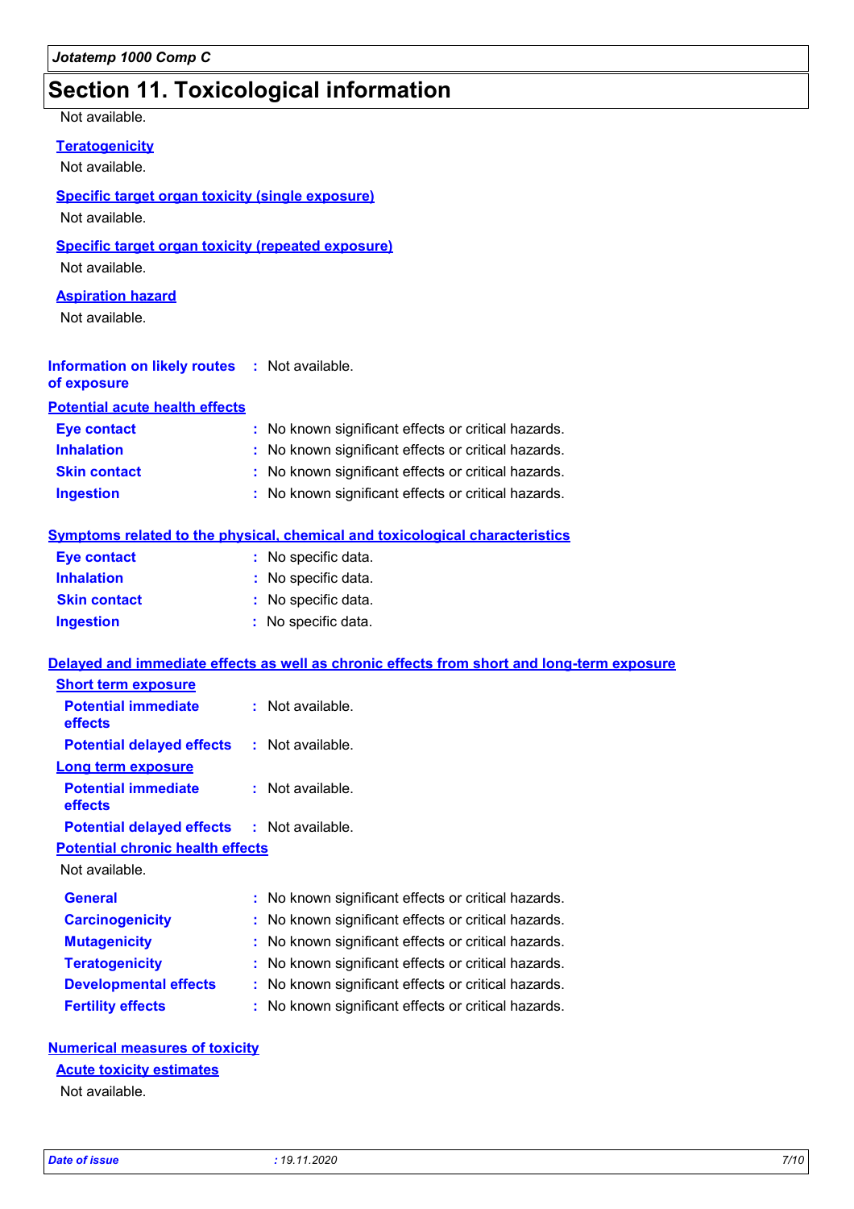# Section 11. Toxicological information

Not available.

**Teratogenicity**

Not available.

**Specific target organ toxicity (single exposure)**

Not available.

**Specific target organ toxicity (repeated exposure)**

Not available.

**Aspiration hazard**

Not available.

**Information on likely routes of exposure** : Not available.

**Potential acute health effects**

**Eye contact** : No known significant effects or critical hazards.
**Inhalation** : No known significant effects or critical hazards.
**Skin contact** : No known significant effects or critical hazards.
**Ingestion** : No known significant effects or critical hazards.

**Symptoms related to the physical, chemical and toxicological characteristics**

**Eye contact** : No specific data.
**Inhalation** : No specific data.
**Skin contact** : No specific data.
**Ingestion** : No specific data.

**Delayed and immediate effects as well as chronic effects from short and long-term exposure**

**Short term exposure**

**Potential immediate effects** : Not available.
**Potential delayed effects** : Not available.

**Long term exposure**

**Potential immediate effects** : Not available.
**Potential delayed effects** : Not available.

**Potential chronic health effects**

Not available.

**General** : No known significant effects or critical hazards.
**Carcinogenicity** : No known significant effects or critical hazards.
**Mutagenicity** : No known significant effects or critical hazards.
**Teratogenicity** : No known significant effects or critical hazards.
**Developmental effects** : No known significant effects or critical hazards.
**Fertility effects** : No known significant effects or critical hazards.

**Numerical measures of toxicity**

**Acute toxicity estimates**

Not available.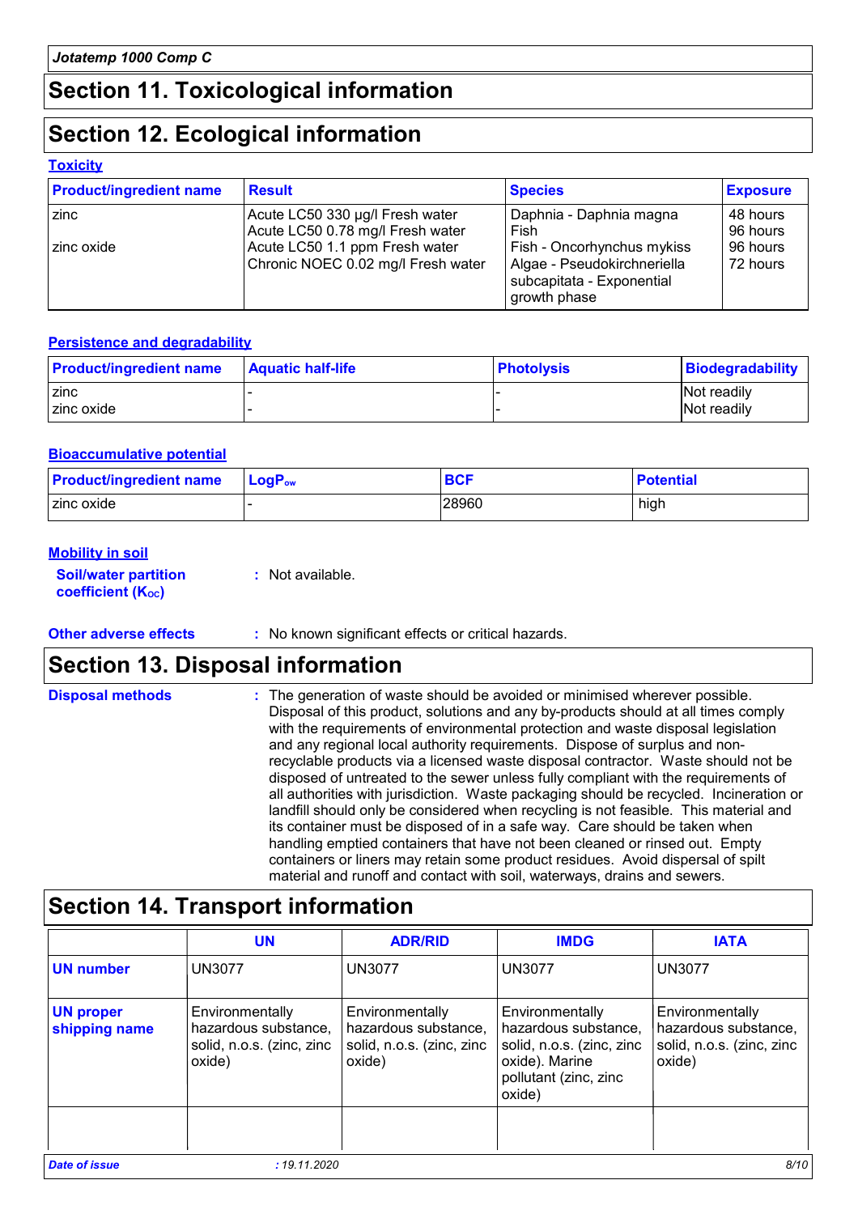# Section 11. Toxicological information

# Section 12. Ecological information

### Toxicity

| Product/ingredient name | Result | Species | Exposure |
|---|---|---|---|
| zinc | Acute LC50 330 µg/l Fresh water | Daphnia - Daphnia magna | 48 hours |
| | Acute LC50 0.78 mg/l Fresh water | Fish | 96 hours |
| zinc oxide | Acute LC50 1.1 ppm Fresh water | Fish - Oncorhynchus mykiss | 96 hours |
| | Chronic NOEC 0.02 mg/l Fresh water | Algae - Pseudokirchneriella subcapitata - Exponential growth phase | 72 hours |

### Persistence and degradability

| Product/ingredient name | Aquatic half-life | Photolysis | Biodegradability |
|---|---|---|---|
| zinc | - | - | Not readily |
| zinc oxide | - | - | Not readily |

### Bioaccumulative potential

| Product/ingredient name | $LogP_{ow}$ | BCF | Potential |
|---|---|---|---|
| zinc oxide | - | 28960 | high |

### Mobility in soil

**Soil/water partition coefficient ($K_{OC}$)** : Not available.

**Other adverse effects** : No known significant effects or critical hazards.

# Section 13. Disposal information

**Disposal methods** : The generation of waste should be avoided or minimised wherever possible. Disposal of this product, solutions and any by-products should at all times comply with the requirements of environmental protection and waste disposal legislation and any regional local authority requirements. Dispose of surplus and non-recyclable products via a licensed waste disposal contractor. Waste should not be disposed of untreated to the sewer unless fully compliant with the requirements of all authorities with jurisdiction. Waste packaging should be recycled. Incineration or landfill should only be considered when recycling is not feasible. This material and its container must be disposed of in a safe way. Care should be taken when handling emptied containers that have not been cleaned or rinsed out. Empty containers or liners may retain some product residues. Avoid dispersal of spilt material and runoff and contact with soil, waterways, drains and sewers.

# Section 14. Transport information

| | UN | ADR/RID | IMDG | IATA |
|---|---|---|---|---|
| **UN number** | UN3077 | UN3077 | UN3077 | UN3077 |
| **UN proper shipping name** | Environmentally hazardous substance, solid, n.o.s. (zinc, zinc oxide) | Environmentally hazardous substance, solid, n.o.s. (zinc, zinc oxide) | Environmentally hazardous substance, solid, n.o.s. (zinc, zinc oxide). Marine pollutant (zinc, zinc oxide) | Environmentally hazardous substance, solid, n.o.s. (zinc, zinc oxide) |
| | | | | |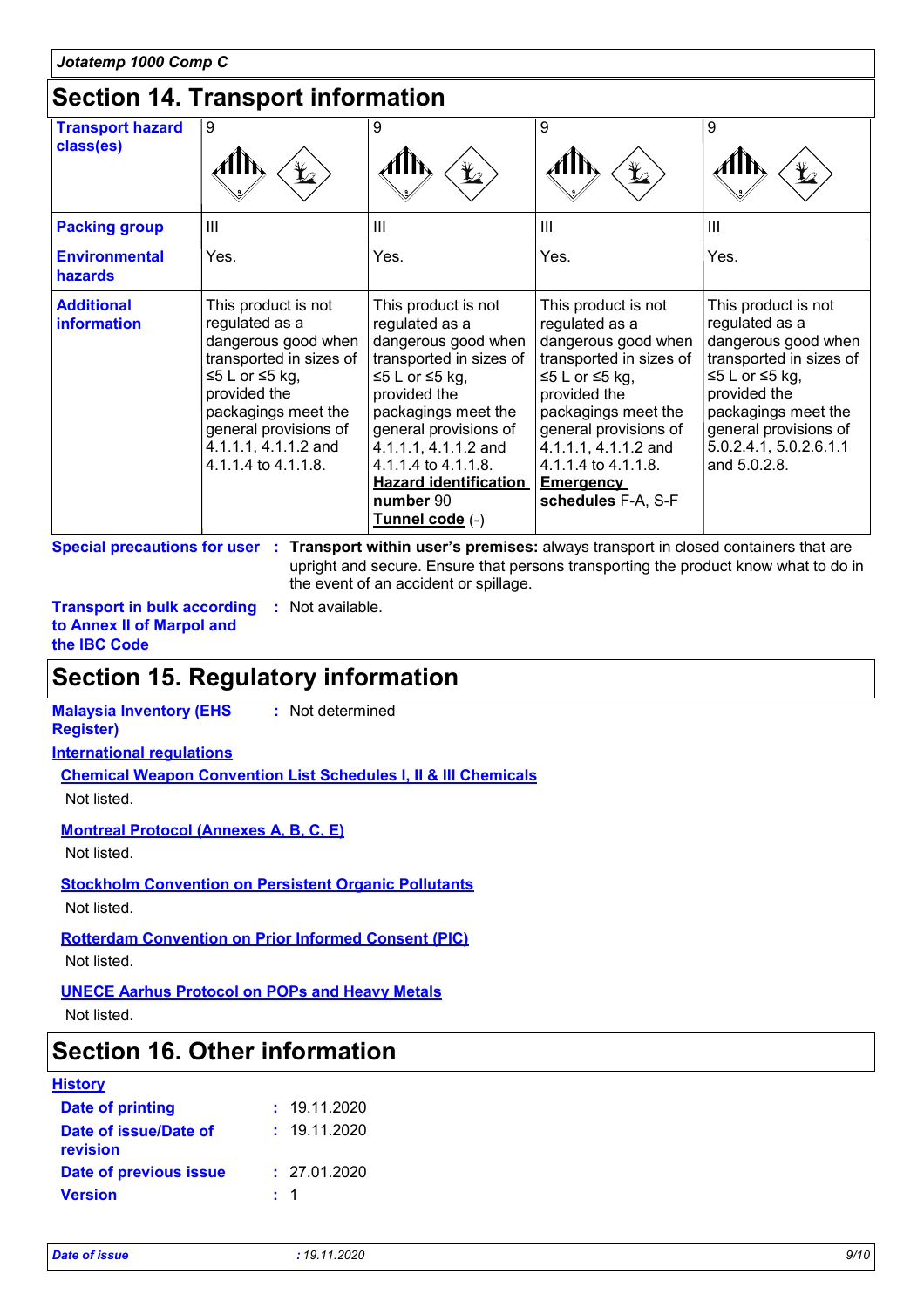Jotatemp 1000 Comp C

## Section 14. Transport information

| Transport hazard class(es) | 9 | 9 | 9 | 9 |
|---|---|---|---|---|
| Packing group | III | III | III | III |
| Environmental hazards | Yes. | Yes. | Yes. | Yes. |
| Additional information | This product is not regulated as a dangerous good when transported in sizes of ≤5 L or ≤5 kg, provided the packagings meet the general provisions of 4.1.1.1, 4.1.1.2 and 4.1.1.4 to 4.1.1.8. | This product is not regulated as a dangerous good when transported in sizes of ≤5 L or ≤5 kg, provided the packagings meet the general provisions of 4.1.1.1, 4.1.1.2 and 4.1.1.4 to 4.1.1.8. **Hazard identification number** 90 **Tunnel code** (-) | This product is not regulated as a dangerous good when transported in sizes of ≤5 L or ≤5 kg, provided the packagings meet the general provisions of 4.1.1.1, 4.1.1.2 and 4.1.1.4 to 4.1.1.8. **Emergency schedules** F-A, S-F | This product is not regulated as a dangerous good when transported in sizes of ≤5 L or ≤5 kg, provided the packagings meet the general provisions of 5.0.2.4.1, 5.0.2.6.1.1 and 5.0.2.8. |

**Special precautions for user** : **Transport within user's premises:** always transport in closed containers that are upright and secure. Ensure that persons transporting the product know what to do in the event of an accident or spillage.

**Transport in bulk according to Annex II of Marpol and the IBC Code** : Not available.

## Section 15. Regulatory information

**Malaysia Inventory (EHS Register)** : Not determined

**International regulations**

**Chemical Weapon Convention List Schedules I, II & III Chemicals**

Not listed.

**Montreal Protocol (Annexes A, B, C, E)**

Not listed.

**Stockholm Convention on Persistent Organic Pollutants**

Not listed.

**Rotterdam Convention on Prior Informed Consent (PIC)**

Not listed.

**UNECE Aarhus Protocol on POPs and Heavy Metals**

Not listed.

## Section 16. Other information

**History**

**Date of printing** : 19.11.2020

**Date of issue/Date of revision** : 19.11.2020

**Date of previous issue** : 27.01.2020

**Version** : 1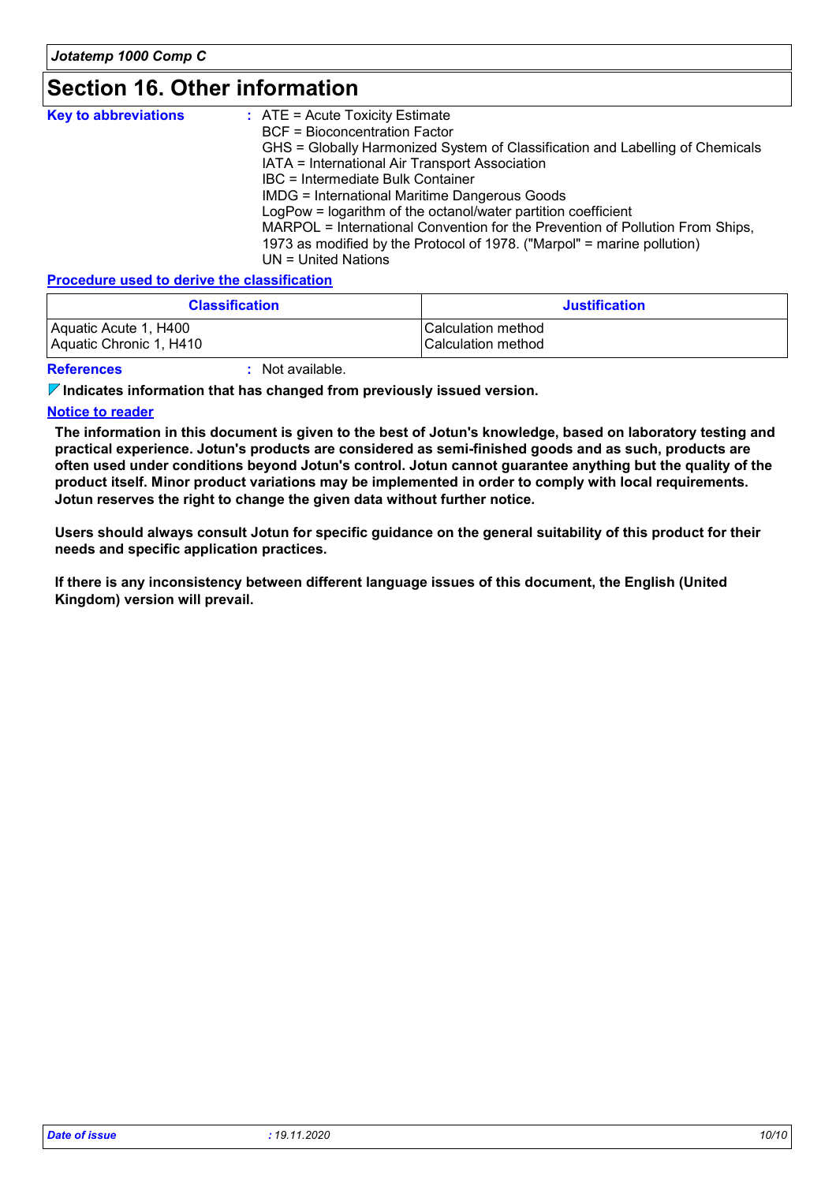## Section 16. Other information

**Key to abbreviations** : ATE = Acute Toxicity Estimate
BCF = Bioconcentration Factor
GHS = Globally Harmonized System of Classification and Labelling of Chemicals
IATA = International Air Transport Association
IBC = Intermediate Bulk Container
IMDG = International Maritime Dangerous Goods
LogPow = logarithm of the octanol/water partition coefficient
MARPOL = International Convention for the Prevention of Pollution From Ships, 1973 as modified by the Protocol of 1978. ("Marpol" = marine pollution)
UN = United Nations

**Procedure used to derive the classification**

| Classification | Justification |
|---|---|
| Aquatic Acute 1, H400<br>Aquatic Chronic 1, H410 | Calculation method<br>Calculation method |

**References** : Not available.

**Indicates information that has changed from previously issued version.**

**Notice to reader**

**The information in this document is given to the best of Jotun's knowledge, based on laboratory testing and practical experience. Jotun's products are considered as semi-finished goods and as such, products are often used under conditions beyond Jotun's control. Jotun cannot guarantee anything but the quality of the product itself. Minor product variations may be implemented in order to comply with local requirements. Jotun reserves the right to change the given data without further notice.**

**Users should always consult Jotun for specific guidance on the general suitability of this product for their needs and specific application practices.**

**If there is any inconsistency between different language issues of this document, the English (United Kingdom) version will prevail.**

*Date of issue* : 19.11.2020